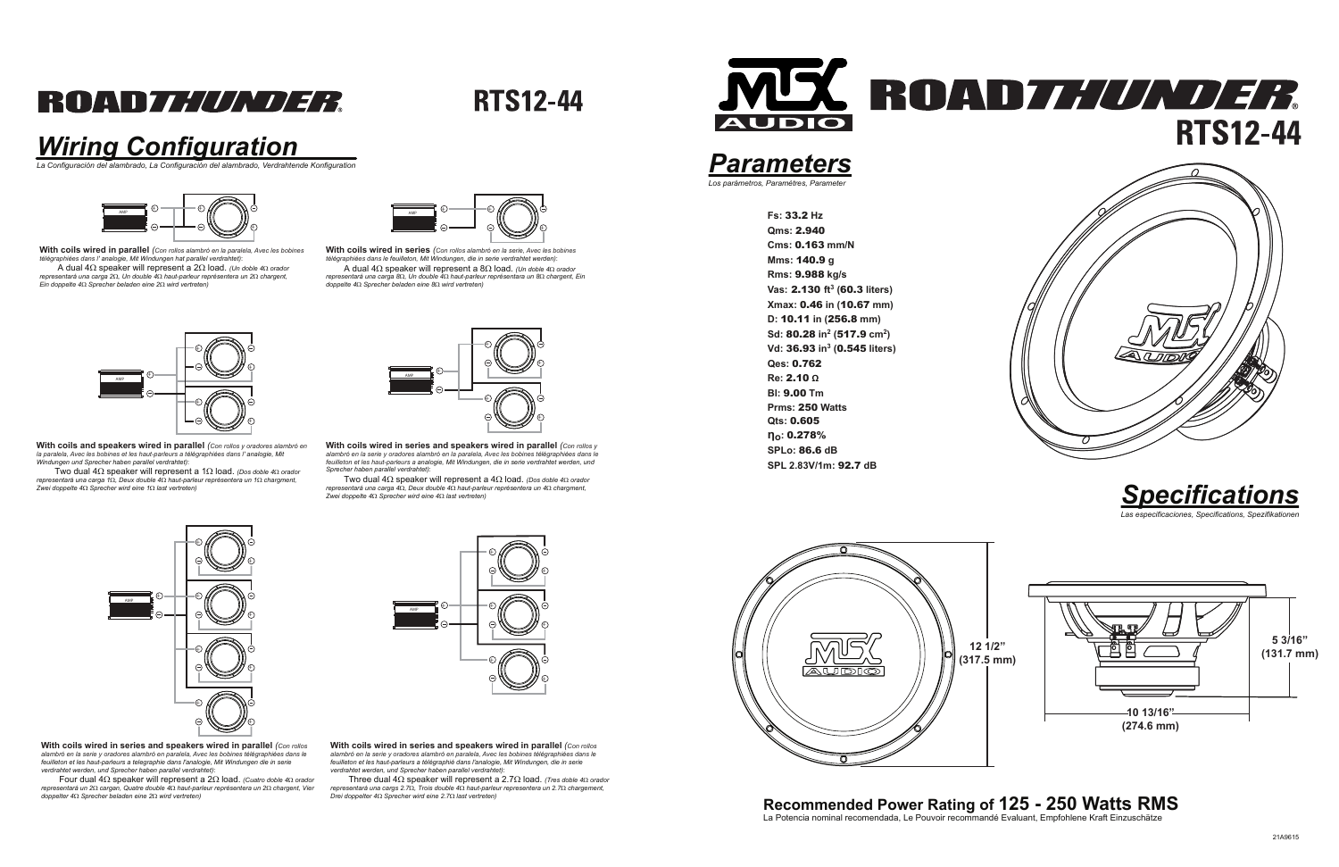# ROADTHUNDER® RTS12-44

## Wiring Configuration

*La Configuración del alambrado, La Configuración del alambrado, Verdrahtende Konfiguration*

**With coils wired in parallel** *(Con rollos alambró en la paralela, Avec les bobines télégraphiées dans l' analogie, Mit Windungen hat parallel verdrahtet):*
A dual 4Ω speaker will represent a 2Ω load. *(Un doble 4Ω orador representará una carga 2Ω, Un double 4Ω haut-parleur représentera un 2Ω chargent, Ein doppelte 4Ω Sprecher beladen eine 2Ω wird vertreten)*

**With coils wired in series** *(Con rollos alambró en la serie, Avec les bobines télégraphiées dans le feuilleton, Mit Windungen, die in serie verdrahtet werden):*
A dual 4Ω speaker will represent a 8Ω load. *(Un doble 4Ω orador representará una carga 8Ω, Un double 4Ω haut-parleur représentera un 8Ω chargent, Ein doppelte 4Ω Sprecher beladen eine 8Ω wird vertreten)*

**With coils and speakers wired in parallel** *(Con rollos y oradores alambró en la paralela, Avec les bobines et les haut-parleurs a télégraphiées dans l' analogie, Mit Windungen und Sprecher haben parallel verdrahtet):*
Two dual 4Ω speaker will represent a 1Ω load. *(Dos doble 4Ω orador representará una carga 1Ω, Deux double 4Ω haut-parleur représentera un 1Ω chargment, Zwei doppelte 4Ω Sprecher wird eine 1Ω last vertreten)*

**With coils wired in series and speakers wired in parallel** *(Con rollos y alambró en la serie y oradores alambró en paralela, Avec les bobines télégraphiées dans le feuilleton et les haut-parleurs a analogie, Mit Windungen, die in serie verdrahtet werden, und Sprecher haben parallel verdrahtet):*
Two dual 4Ω speaker will represent a 4Ω load. *(Dos doble 4Ω orador representará una carga 4Ω, Deux double 4Ω haut-parleur représentera un 4Ω chargment, Zwei doppelte 4Ω Sprecher wird eine 4Ω last vertreten)*

**With coils wired in series and speakers wired in parallel** *(Con rollos alambró en la serie y oradores alambró en paralela, Avec les bobines télégraphiées dans le feuilleton et les haut-parleurs a telegraphie dans l'analogie, Mit Windungen die in serie verdrahtet werden, und Sprecher haben parallel verdrahtet):*
Four dual 4Ω speaker will represent a 2Ω load. *(Cuatro doble 4Ω orador representará un 2Ω cargan, Quatre double 4Ω haut-parleur représentera un 2Ω chargent, Vier doppelter 4Ω Sprecher beladen eine 2Ω wird vertreten)*

**With coils wired in series and speakers wired in parallel** *(Con rollos alambró en la serie y oradores alambró en paralela, Avec les bobines télégraphiées dans le feuilleton et les haut-parleurs a télégraphié dans l'analogie, Mit Windungen, die in serie verdrahtet werden, und Sprecher haben parallel verdrahtet):*
Three dual 4Ω speaker will represent a 2.7Ω load. *(Tres doble 4Ω orador representará una cargs 2.7Ω, Trois double 4Ω haut-parleur representera un 2.7Ω chargement, Drei doppelter 4Ω Sprecher wird eine 2.7Ω last vertreten)*

# MTX AUDIO ROADTHUNDER® RTS12-44

## Parameters

*Los parámetros, Paramètres, Parameter*

- **Fs:** 33.2 Hz
- **Qms:** 2.940
- **Cms:** 0.163 mm/N
- **Mms:** 140.9 g
- **Rms:** 9.988 kg/s
- **Vas:** 2.130 ft$^3$ (60.3 liters)
- **Xmax:** 0.46 in (10.67 mm)
- **D:** 10.11 in (256.8 mm)
- **Sd:** 80.28 in$^2$ (517.9 cm$^2$)
- **Vd:** 36.93 in$^3$ (0.545 liters)
- **Qes:** 0.762
- **Re:** 2.10 Ω
- **Bl:** 9.00 Tm
- **Prms:** 250 Watts
- **Qts:** 0.605
- **$\eta_O$:** 0.278%
- **SPLo:** 86.6 dB
- **SPL 2.83V/1m:** 92.7 dB

## Specifications

*Las especificaciones, Specifications, Spezifikationen*

12 1/2" (317.5 mm)

5 3/16" (131.7 mm)

10 13/16" (274.6 mm)

**Recommended Power Rating of 125 - 250 Watts RMS**

La Potencia nominal recomendada, Le Pouvoir recommandé Evaluant, Empfohlene Kraft Einzuschätze

21A9615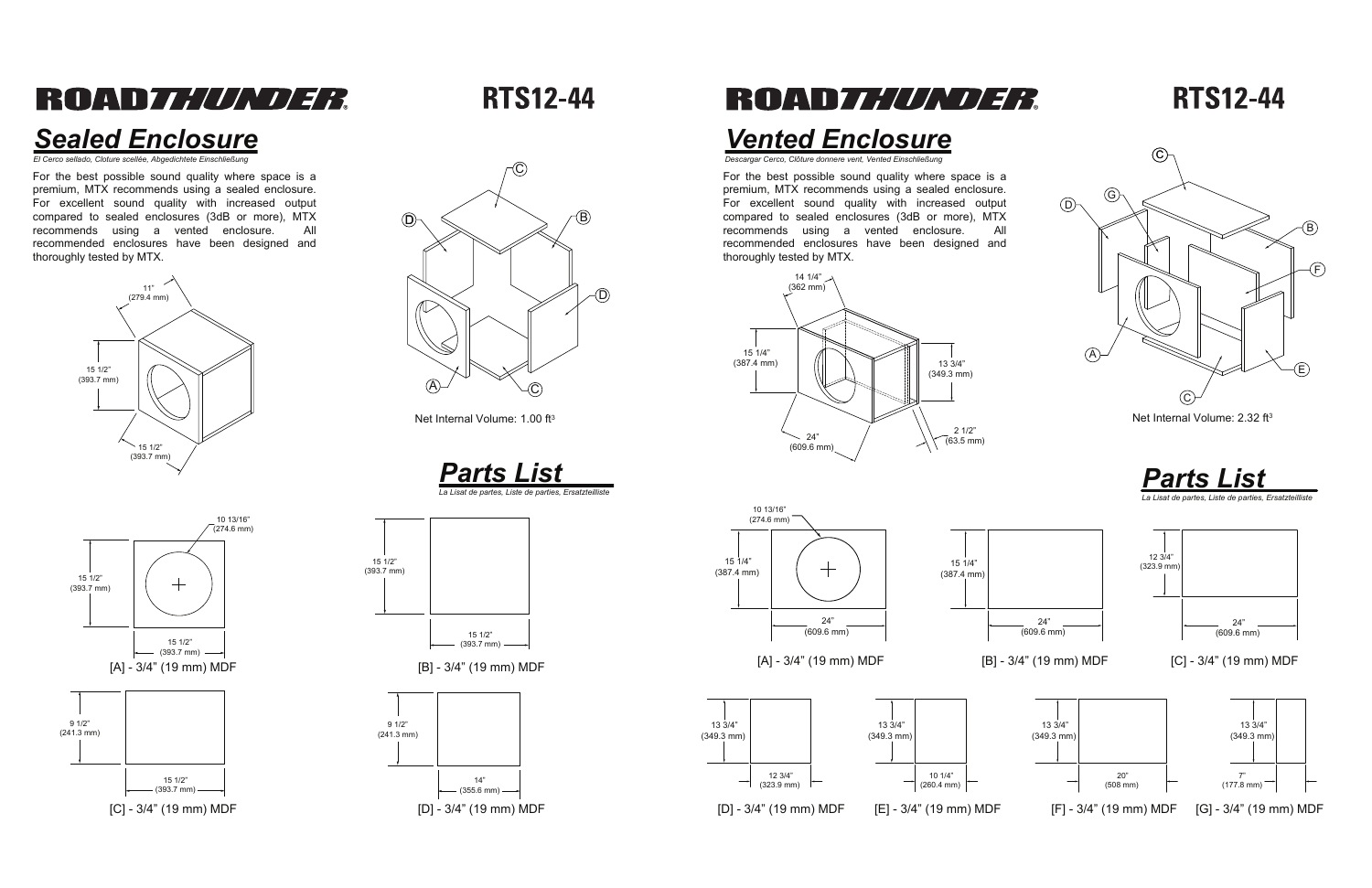# ROADTHUNDER

# RTS12-44

## *Sealed Enclosure*

*El Cerco sellado, Cloture scellée, Abgedichtete Einschließung*

For the best possible sound quality where space is a premium, MTX recommends using a sealed enclosure. For excellent sound quality with increased output compared to sealed enclosures (3dB or more), MTX recommends using a vented enclosure. All recommended enclosures have been designed and thoroughly tested by MTX.

11" (279.4 mm)

15 1/2" (393.7 mm)

15 1/2" (393.7 mm)

C

D

B

D

A

C

Net Internal Volume: 1.00 ft³

## *Parts List*

*La Lisat de partes, Liste de parties, Ersatzteilliste*

10 13/16" (274.6 mm)

15 1/2" (393.7 mm)

15 1/2" (393.7 mm)

[A] - 3/4" (19 mm) MDF

15 1/2" (393.7 mm)

15 1/2" (393.7 mm)

[B] - 3/4" (19 mm) MDF

9 1/2" (241.3 mm)

15 1/2" (393.7 mm)

[C] - 3/4" (19 mm) MDF

9 1/2" (241.3 mm)

14" (355.6 mm)

[D] - 3/4" (19 mm) MDF

# ROADTHUNDER

# RTS12-44

## *Vented Enclosure*

*Descargar Cerco, Clôture donnere vent, Vented Einschließung*

For the best possible sound quality where space is a premium, MTX recommends using a sealed enclosure. For excellent sound quality with increased output compared to sealed enclosures (3dB or more), MTX recommends using a vented enclosure. All recommended enclosures have been designed and thoroughly tested by MTX.

14 1/4" (362 mm)

15 1/4" (387.4 mm)

13 3/4" (349.3 mm)

24" (609.6 mm)

2 1/2" (63.5 mm)

C

G

D

B

F

A

E

C

Net Internal Volume: 2.32 ft³

## *Parts List*

*La Lisat de partes, Liste de parties, Ersatzteilliste*

10 13/16" (274.6 mm)

15 1/4" (387.4 mm)

24" (609.6 mm)

[A] - 3/4" (19 mm) MDF

15 1/4" (387.4 mm)

24" (609.6 mm)

[B] - 3/4" (19 mm) MDF

12 3/4" (323.9 mm)

24" (609.6 mm)

[C] - 3/4" (19 mm) MDF

13 3/4" (349.3 mm)

12 3/4" (323.9 mm)

[D] - 3/4" (19 mm) MDF

13 3/4" (349.3 mm)

10 1/4" (260.4 mm)

[E] - 3/4" (19 mm) MDF

13 3/4" (349.3 mm)

20" (508 mm)

[F] - 3/4" (19 mm) MDF

13 3/4" (349.3 mm)

7" (177.8 mm)

[G] - 3/4" (19 mm) MDF